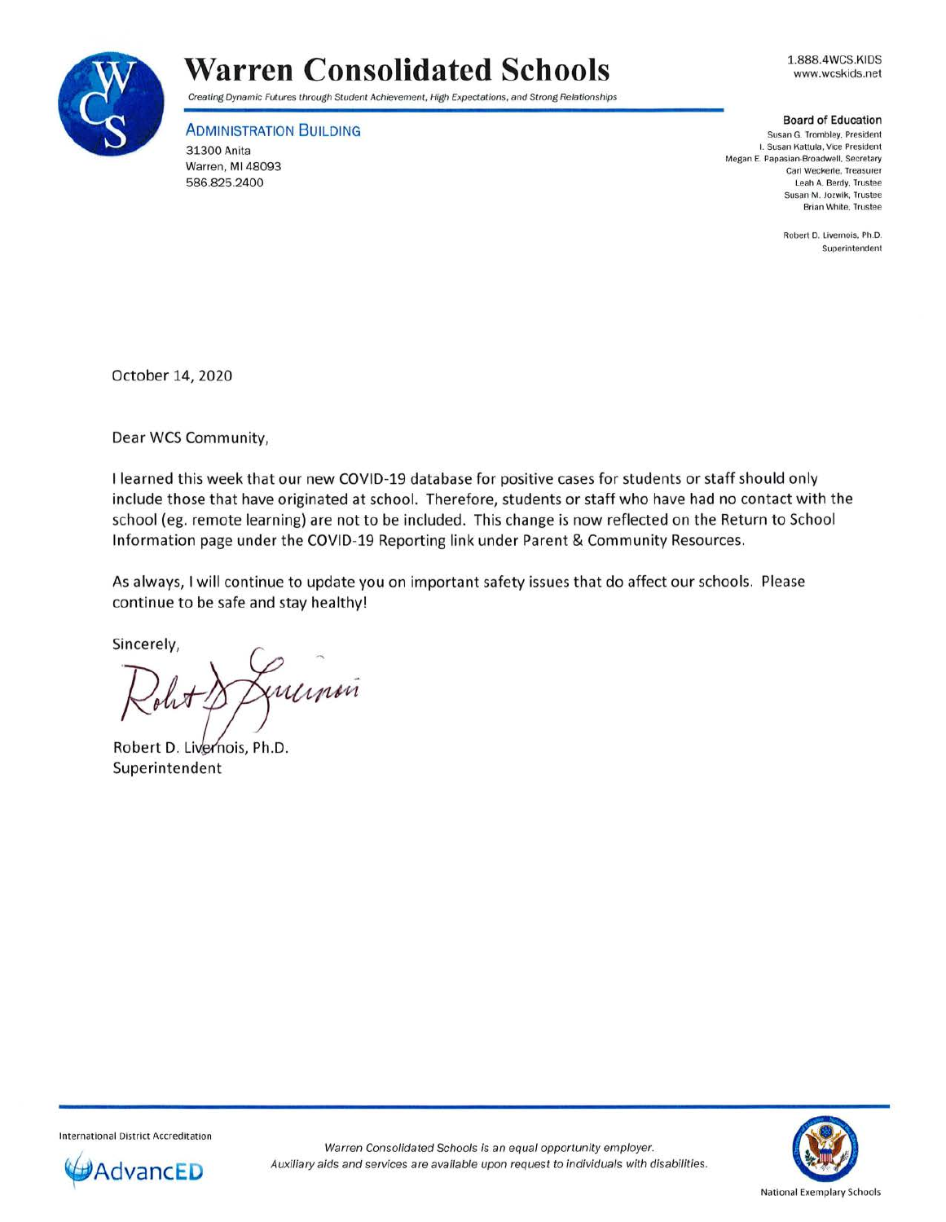# Warren Consolidated Schools

*Creating Dynamic Futures through Student Achievement, High Expectations, and Strong Relationships*

1.888.4WCS.KIDS
www.wcskids.net

**ADMINISTRATION BUILDING**
31300 Anita
Warren, MI 48093
586.825.2400

**Board of Education**
Susan G. Trombley, President
I. Susan Kattula, Vice President
Megan E. Papasian-Broadwell, Secretary
Carl Weckerle, Treasurer
Leah A. Berdy, Trustee
Susan M. Jozwik, Trustee
Brian White, Trustee

Robert D. Livernois, Ph.D.
Superintendent

October 14, 2020

Dear WCS Community,

I learned this week that our new COVID-19 database for positive cases for students or staff should only include those that have originated at school. Therefore, students or staff who have had no contact with the school (eg. remote learning) are not to be included. This change is now reflected on the Return to School Information page under the COVID-19 Reporting link under Parent & Community Resources.

As always, I will continue to update you on important safety issues that do affect our schools. Please continue to be safe and stay healthy!

Sincerely,

Robert D. Livernois, Ph.D.
Superintendent

International District Accreditation
AdvancED

*Warren Consolidated Schools is an equal opportunity employer.*
*Auxiliary aids and services are available upon request to individuals with disabilities.*

National Exemplary Schools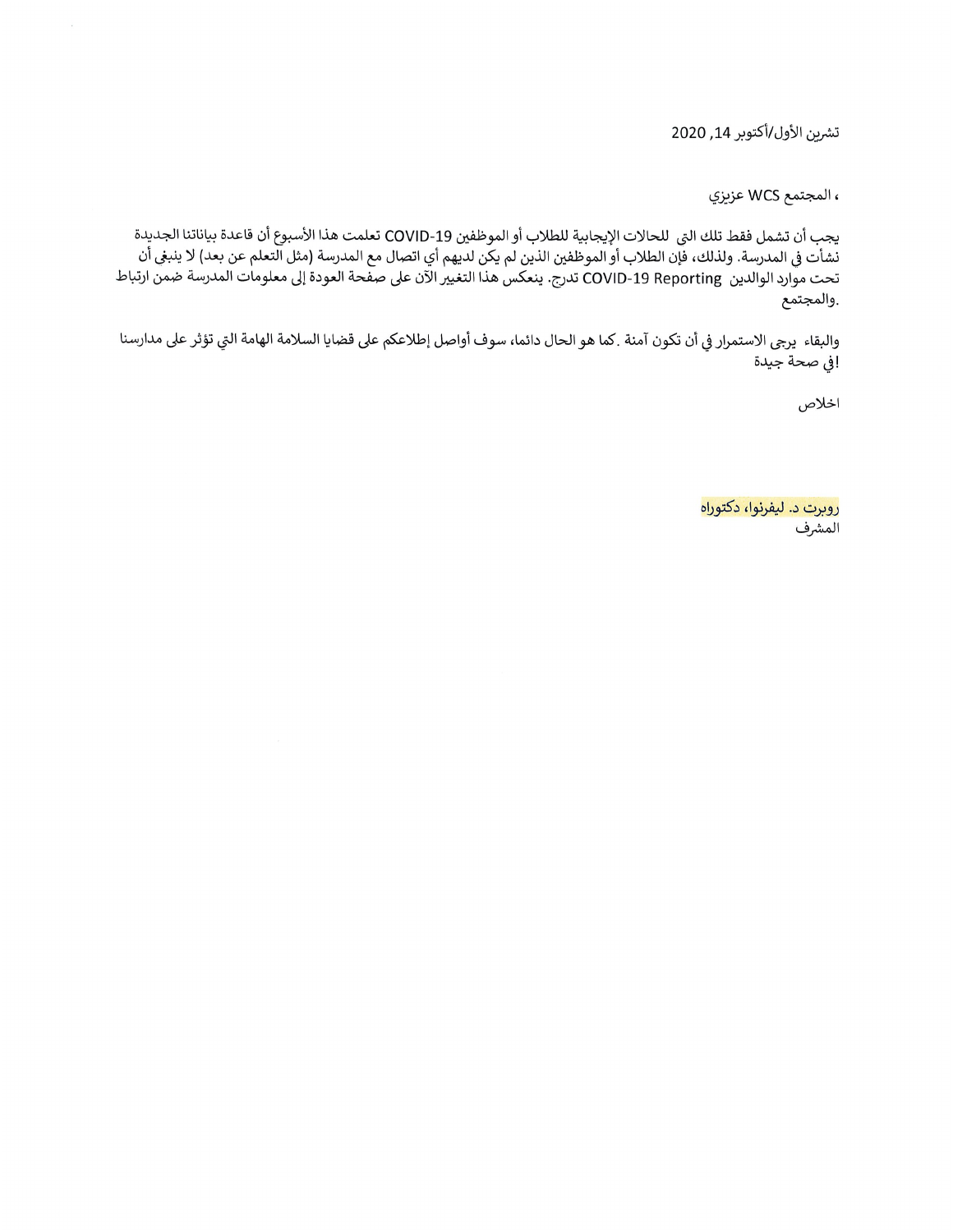تشرين الأول/أكتوبر 14, 2020

، المجتمع WCS عزيزي

يجب أن تشمل فقط تلك التى للحالات الإيجابية للطلاب أو الموظفين COVID-19 تعلمت هذا الأسبوع أن قاعدة بياناتنا الجديدة نشأت في المدرسة. ولذلك، فإن الطلاب أو الموظفين الذين لم يكن لديهم أي اتصال مع المدرسة (مثل التعلم عن بعد) لا ينبغي أن تحت موارد الوالدين COVID-19 Reporting تدرج. ينعكس هذا التغيير الآن على صفحة العودة إلى معلومات المدرسة ضمن ارتباط .والمجتمع

والبقاء يرجى الاستمرار في أن تكون آمنة .كما هو الحال دائما، سوف أواصل إطلاعكم على قضايا السلامة الهامة التي تؤثر على مدارسنا !في صحة جيدة

اخلاص

روبرت د. ليفرنوا، دكتوراه
المشرف